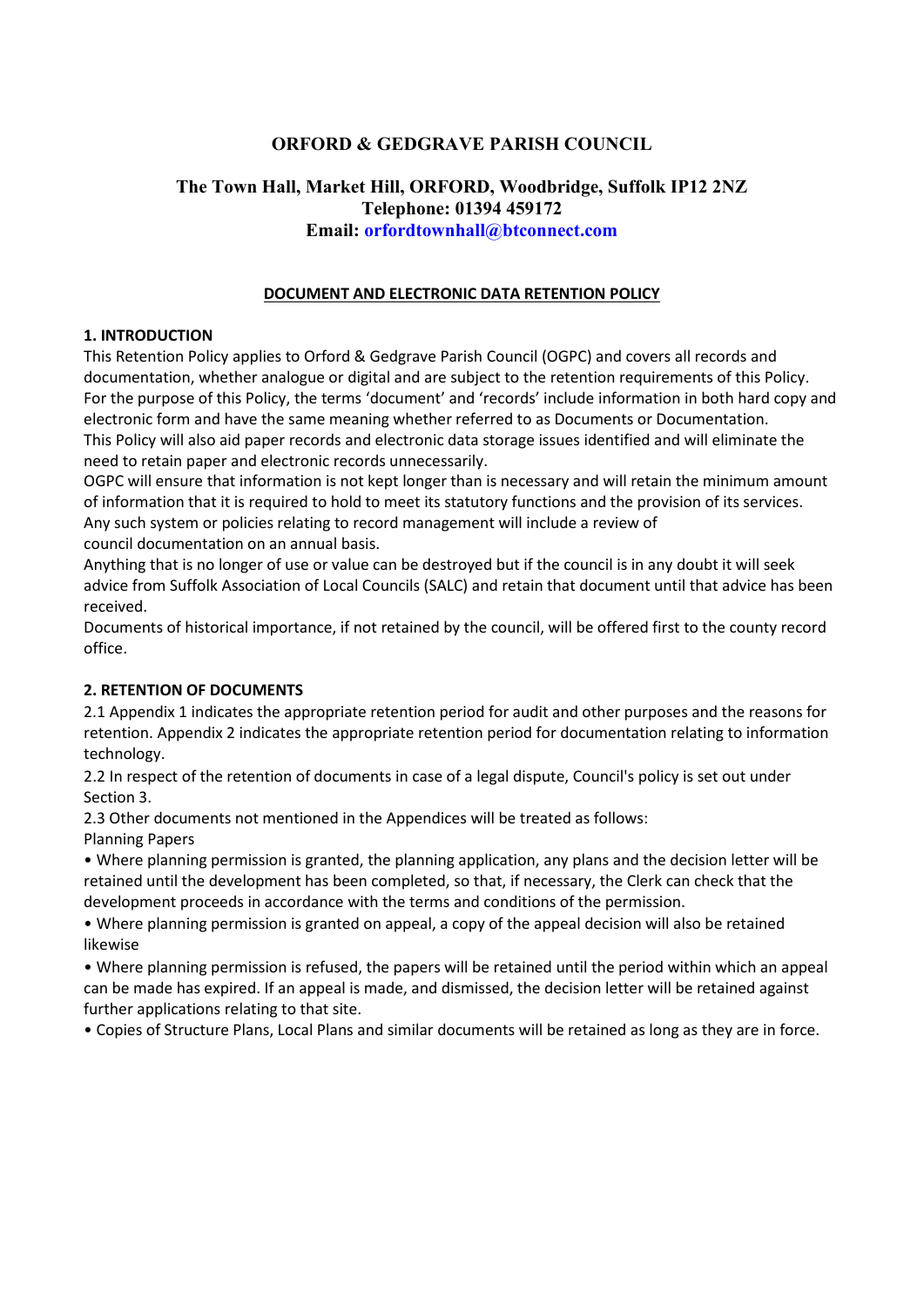# ORFORD & GEDGRAVE PARISH COUNCIL

**The Town Hall, Market Hill, ORFORD, Woodbridge, Suffolk IP12 2NZ**
**Telephone: 01394 459172**
**Email: orfordtownhall@btconnect.com**

## DOCUMENT AND ELECTRONIC DATA RETENTION POLICY

### 1. INTRODUCTION

This Retention Policy applies to Orford & Gedgrave Parish Council (OGPC) and covers all records and documentation, whether analogue or digital and are subject to the retention requirements of this Policy. For the purpose of this Policy, the terms 'document' and 'records' include information in both hard copy and electronic form and have the same meaning whether referred to as Documents or Documentation.
This Policy will also aid paper records and electronic data storage issues identified and will eliminate the need to retain paper and electronic records unnecessarily.
OGPC will ensure that information is not kept longer than is necessary and will retain the minimum amount of information that it is required to hold to meet its statutory functions and the provision of its services.
Any such system or policies relating to record management will include a review of council documentation on an annual basis.
Anything that is no longer of use or value can be destroyed but if the council is in any doubt it will seek advice from Suffolk Association of Local Councils (SALC) and retain that document until that advice has been received.
Documents of historical importance, if not retained by the council, will be offered first to the county record office.

### 2. RETENTION OF DOCUMENTS

2.1 Appendix 1 indicates the appropriate retention period for audit and other purposes and the reasons for retention. Appendix 2 indicates the appropriate retention period for documentation relating to information technology.

2.2 In respect of the retention of documents in case of a legal dispute, Council's policy is set out under Section 3.

2.3 Other documents not mentioned in the Appendices will be treated as follows:
Planning Papers

- Where planning permission is granted, the planning application, any plans and the decision letter will be retained until the development has been completed, so that, if necessary, the Clerk can check that the development proceeds in accordance with the terms and conditions of the permission.
- Where planning permission is granted on appeal, a copy of the appeal decision will also be retained likewise
- Where planning permission is refused, the papers will be retained until the period within which an appeal can be made has expired. If an appeal is made, and dismissed, the decision letter will be retained against further applications relating to that site.
- Copies of Structure Plans, Local Plans and similar documents will be retained as long as they are in force.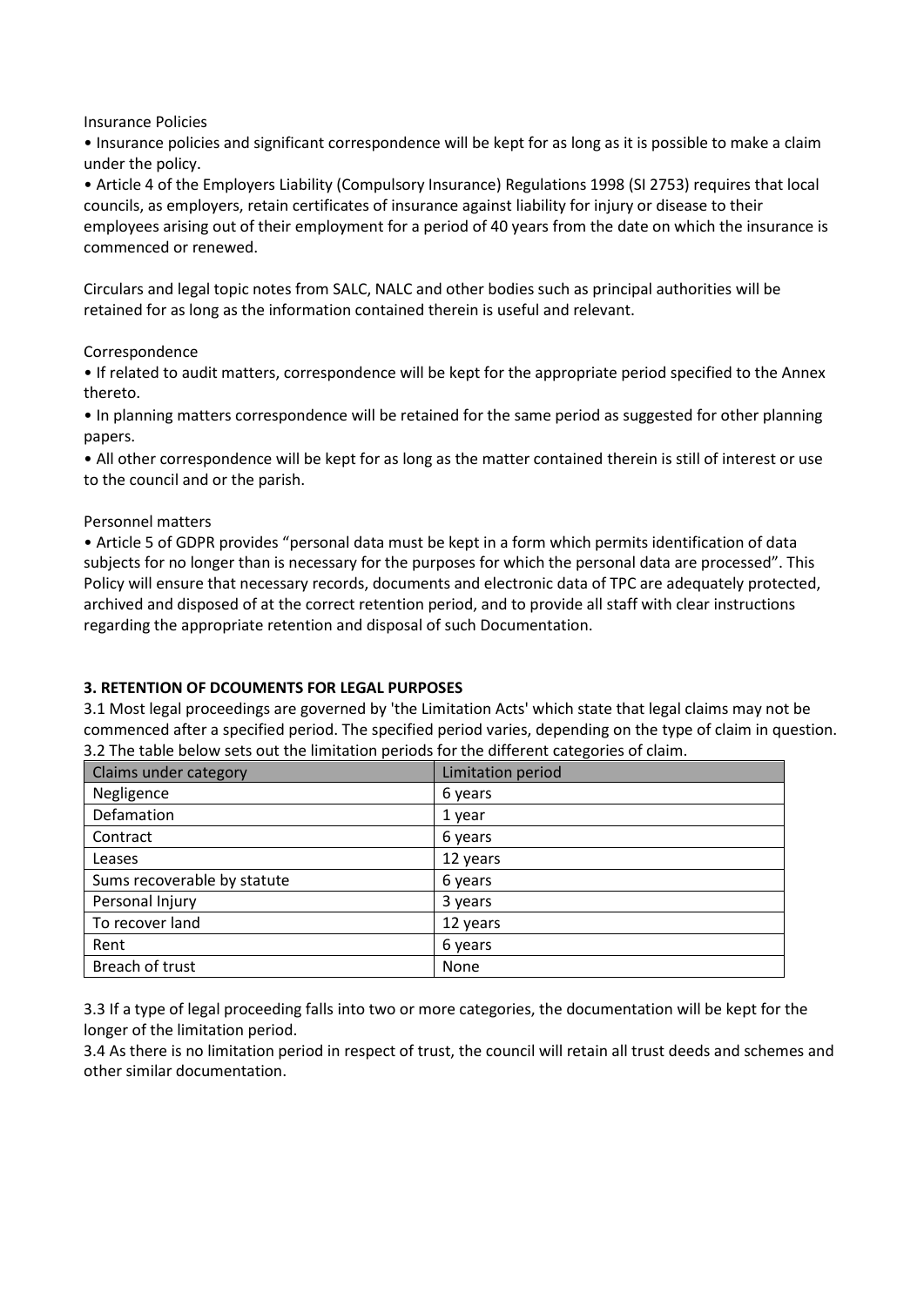Insurance Policies

- Insurance policies and significant correspondence will be kept for as long as it is possible to make a claim under the policy.
- Article 4 of the Employers Liability (Compulsory Insurance) Regulations 1998 (SI 2753) requires that local councils, as employers, retain certificates of insurance against liability for injury or disease to their employees arising out of their employment for a period of 40 years from the date on which the insurance is commenced or renewed.

Circulars and legal topic notes from SALC, NALC and other bodies such as principal authorities will be retained for as long as the information contained therein is useful and relevant.

Correspondence

- If related to audit matters, correspondence will be kept for the appropriate period specified to the Annex thereto.
- In planning matters correspondence will be retained for the same period as suggested for other planning papers.
- All other correspondence will be kept for as long as the matter contained therein is still of interest or use to the council and or the parish.

Personnel matters

- Article 5 of GDPR provides "personal data must be kept in a form which permits identification of data subjects for no longer than is necessary for the purposes for which the personal data are processed". This Policy will ensure that necessary records, documents and electronic data of TPC are adequately protected, archived and disposed of at the correct retention period, and to provide all staff with clear instructions regarding the appropriate retention and disposal of such Documentation.

**3. RETENTION OF DCOUMENTS FOR LEGAL PURPOSES**

3.1 Most legal proceedings are governed by 'the Limitation Acts' which state that legal claims may not be commenced after a specified period. The specified period varies, depending on the type of claim in question.

3.2 The table below sets out the limitation periods for the different categories of claim.

| Claims under category | Limitation period |
| --- | --- |
| Negligence | 6 years |
| Defamation | 1 year |
| Contract | 6 years |
| Leases | 12 years |
| Sums recoverable by statute | 6 years |
| Personal Injury | 3 years |
| To recover land | 12 years |
| Rent | 6 years |
| Breach of trust | None |

3.3 If a type of legal proceeding falls into two or more categories, the documentation will be kept for the longer of the limitation period.

3.4 As there is no limitation period in respect of trust, the council will retain all trust deeds and schemes and other similar documentation.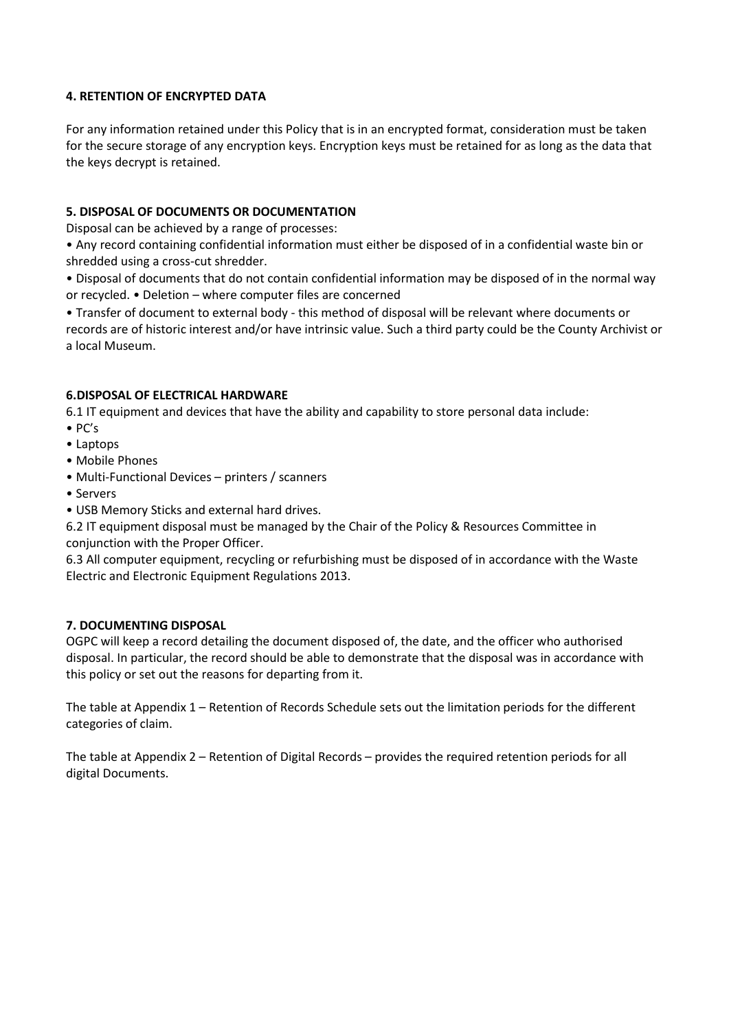## 4. RETENTION OF ENCRYPTED DATA

For any information retained under this Policy that is in an encrypted format, consideration must be taken for the secure storage of any encryption keys. Encryption keys must be retained for as long as the data that the keys decrypt is retained.

## 5. DISPOSAL OF DOCUMENTS OR DOCUMENTATION

Disposal can be achieved by a range of processes:

- Any record containing confidential information must either be disposed of in a confidential waste bin or shredded using a cross-cut shredder.
- Disposal of documents that do not contain confidential information may be disposed of in the normal way or recycled. • Deletion – where computer files are concerned
- Transfer of document to external body - this method of disposal will be relevant where documents or records are of historic interest and/or have intrinsic value. Such a third party could be the County Archivist or a local Museum.

## 6.DISPOSAL OF ELECTRICAL HARDWARE

6.1 IT equipment and devices that have the ability and capability to store personal data include:

- PC's
- Laptops
- Mobile Phones
- Multi-Functional Devices – printers / scanners
- Servers
- USB Memory Sticks and external hard drives.

6.2 IT equipment disposal must be managed by the Chair of the Policy & Resources Committee in conjunction with the Proper Officer.

6.3 All computer equipment, recycling or refurbishing must be disposed of in accordance with the Waste Electric and Electronic Equipment Regulations 2013.

## 7. DOCUMENTING DISPOSAL

OGPC will keep a record detailing the document disposed of, the date, and the officer who authorised disposal. In particular, the record should be able to demonstrate that the disposal was in accordance with this policy or set out the reasons for departing from it.

The table at Appendix 1 – Retention of Records Schedule sets out the limitation periods for the different categories of claim.

The table at Appendix 2 – Retention of Digital Records – provides the required retention periods for all digital Documents.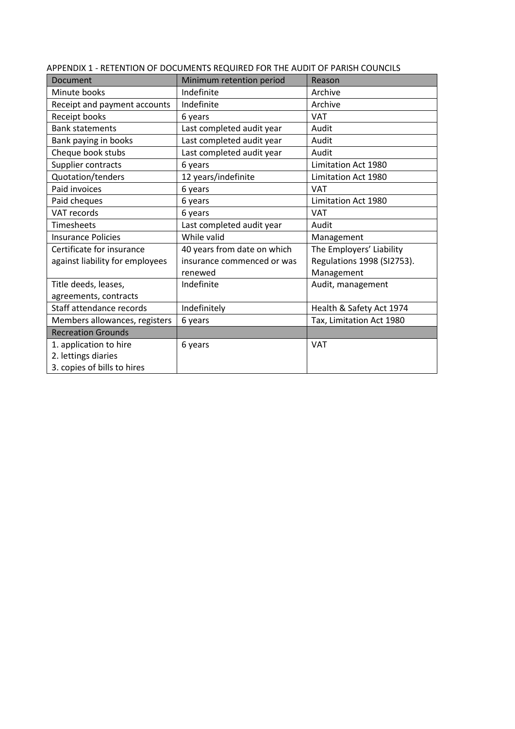APPENDIX 1 - RETENTION OF DOCUMENTS REQUIRED FOR THE AUDIT OF PARISH COUNCILS

| Document | Minimum retention period | Reason |
|---|---|---|
| Minute books | Indefinite | Archive |
| Receipt and payment accounts | Indefinite | Archive |
| Receipt books | 6 years | VAT |
| Bank statements | Last completed audit year | Audit |
| Bank paying in books | Last completed audit year | Audit |
| Cheque book stubs | Last completed audit year | Audit |
| Supplier contracts | 6 years | Limitation Act 1980 |
| Quotation/tenders | 12 years/indefinite | Limitation Act 1980 |
| Paid invoices | 6 years | VAT |
| Paid cheques | 6 years | Limitation Act 1980 |
| VAT records | 6 years | VAT |
| Timesheets | Last completed audit year | Audit |
| Insurance Policies | While valid | Management |
| Certificate for insurance against liability for employees | 40 years from date on which insurance commenced or was renewed | The Employers' Liability Regulations 1998 (SI2753). Management |
| Title deeds, leases, agreements, contracts | Indefinite | Audit, management |
| Staff attendance records | Indefinitely | Health & Safety Act 1974 |
| Members allowances, registers | 6 years | Tax, Limitation Act 1980 |
| **Recreation Grounds** | | |
| 1. application to hire<br>2. lettings diaries<br>3. copies of bills to hires | 6 years | VAT |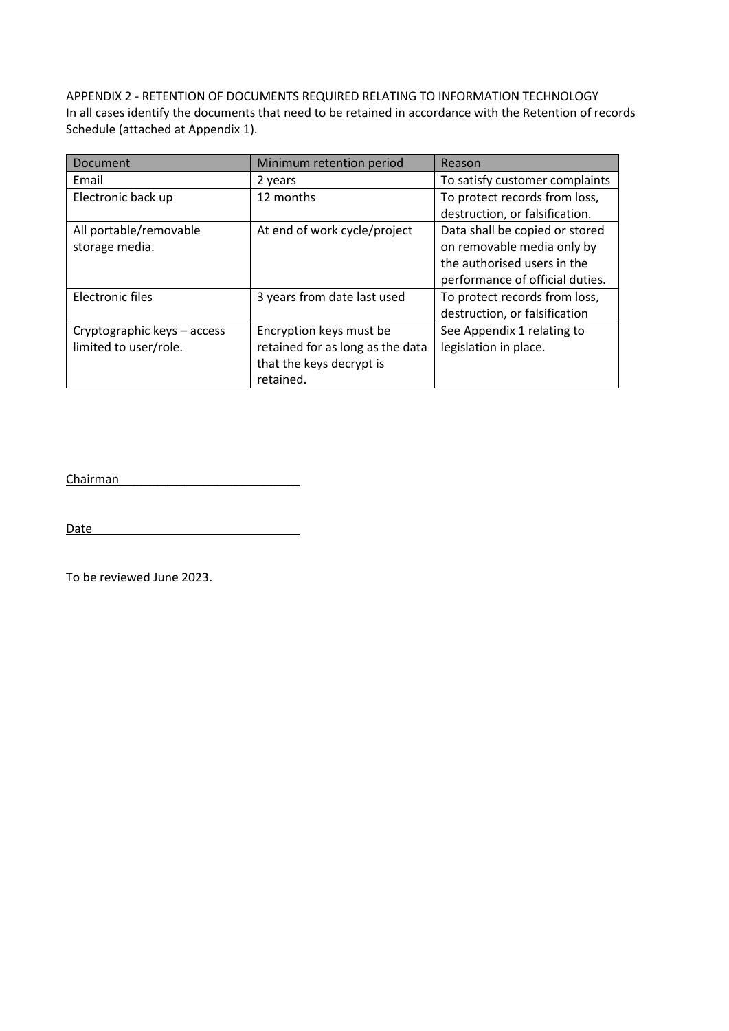APPENDIX 2 - RETENTION OF DOCUMENTS REQUIRED RELATING TO INFORMATION TECHNOLOGY
In all cases identify the documents that need to be retained in accordance with the Retention of records Schedule (attached at Appendix 1).

| Document | Minimum retention period | Reason |
|---|---|---|
| Email | 2 years | To satisfy customer complaints |
| Electronic back up | 12 months | To protect records from loss, destruction, or falsification. |
| All portable/removable storage media. | At end of work cycle/project | Data shall be copied or stored on removable media only by the authorised users in the performance of official duties. |
| Electronic files | 3 years from date last used | To protect records from loss, destruction, or falsification |
| Cryptographic keys – access limited to user/role. | Encryption keys must be retained for as long as the data that the keys decrypt is retained. | See Appendix 1 relating to legislation in place. |

Chairman___________________________

Date_______________________________

To be reviewed June 2023.